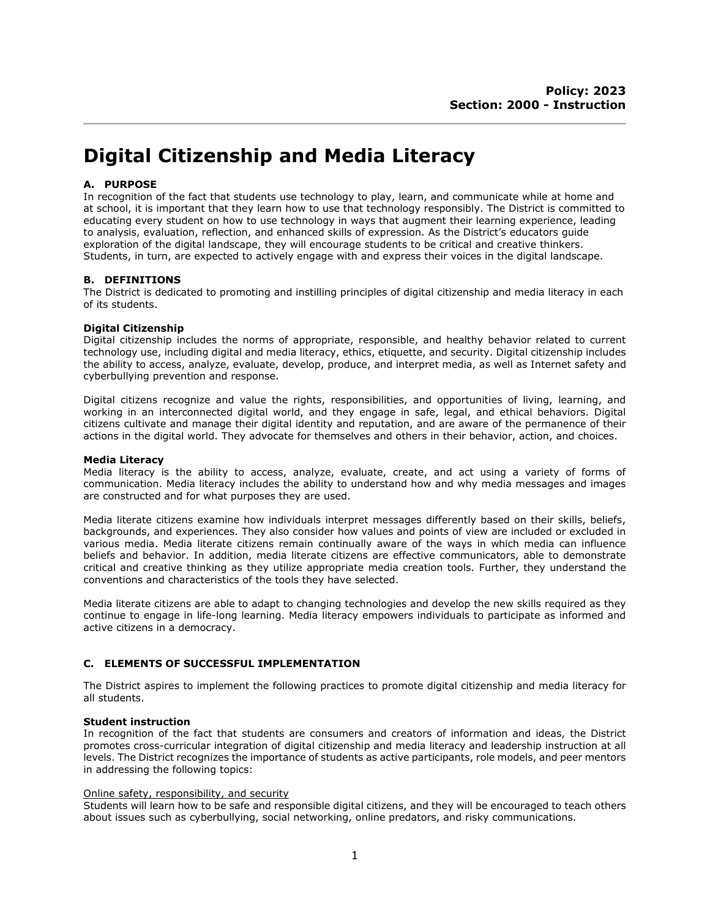**Policy: 2023**
**Section: 2000 - Instruction**

# Digital Citizenship and Media Literacy

## A. PURPOSE

In recognition of the fact that students use technology to play, learn, and communicate while at home and at school, it is important that they learn how to use that technology responsibly. The District is committed to educating every student on how to use technology in ways that augment their learning experience, leading to analysis, evaluation, reflection, and enhanced skills of expression. As the District's educators guide exploration of the digital landscape, they will encourage students to be critical and creative thinkers. Students, in turn, are expected to actively engage with and express their voices in the digital landscape.

## B. DEFINITIONS

The District is dedicated to promoting and instilling principles of digital citizenship and media literacy in each of its students.

### Digital Citizenship

Digital citizenship includes the norms of appropriate, responsible, and healthy behavior related to current technology use, including digital and media literacy, ethics, etiquette, and security. Digital citizenship includes the ability to access, analyze, evaluate, develop, produce, and interpret media, as well as Internet safety and cyberbullying prevention and response.

Digital citizens recognize and value the rights, responsibilities, and opportunities of living, learning, and working in an interconnected digital world, and they engage in safe, legal, and ethical behaviors. Digital citizens cultivate and manage their digital identity and reputation, and are aware of the permanence of their actions in the digital world. They advocate for themselves and others in their behavior, action, and choices.

### Media Literacy

Media literacy is the ability to access, analyze, evaluate, create, and act using a variety of forms of communication. Media literacy includes the ability to understand how and why media messages and images are constructed and for what purposes they are used.

Media literate citizens examine how individuals interpret messages differently based on their skills, beliefs, backgrounds, and experiences. They also consider how values and points of view are included or excluded in various media. Media literate citizens remain continually aware of the ways in which media can influence beliefs and behavior. In addition, media literate citizens are effective communicators, able to demonstrate critical and creative thinking as they utilize appropriate media creation tools. Further, they understand the conventions and characteristics of the tools they have selected.

Media literate citizens are able to adapt to changing technologies and develop the new skills required as they continue to engage in life-long learning. Media literacy empowers individuals to participate as informed and active citizens in a democracy.

## C. ELEMENTS OF SUCCESSFUL IMPLEMENTATION

The District aspires to implement the following practices to promote digital citizenship and media literacy for all students.

### Student instruction

In recognition of the fact that students are consumers and creators of information and ideas, the District promotes cross-curricular integration of digital citizenship and media literacy and leadership instruction at all levels. The District recognizes the importance of students as active participants, role models, and peer mentors in addressing the following topics:

Online safety, responsibility, and security

Students will learn how to be safe and responsible digital citizens, and they will be encouraged to teach others about issues such as cyberbullying, social networking, online predators, and risky communications.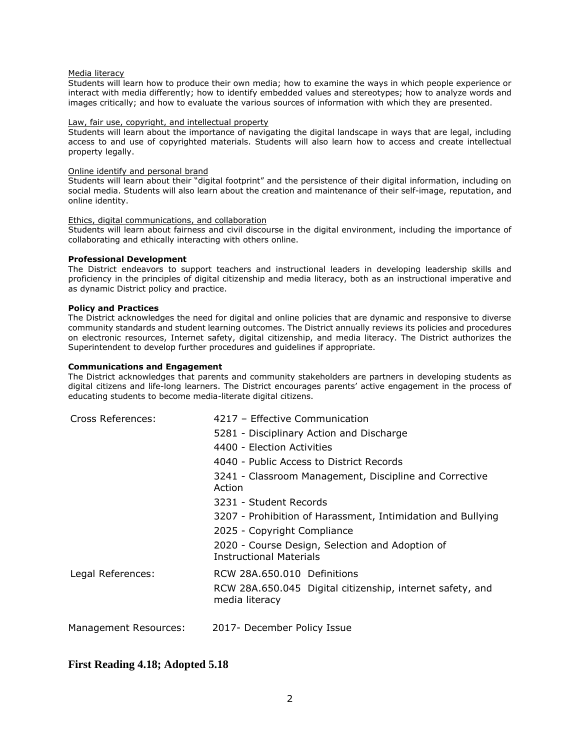Media literacy

Students will learn how to produce their own media; how to examine the ways in which people experience or interact with media differently; how to identify embedded values and stereotypes; how to analyze words and images critically; and how to evaluate the various sources of information with which they are presented.

Law, fair use, copyright, and intellectual property

Students will learn about the importance of navigating the digital landscape in ways that are legal, including access to and use of copyrighted materials. Students will also learn how to access and create intellectual property legally.

Online identify and personal brand

Students will learn about their "digital footprint" and the persistence of their digital information, including on social media. Students will also learn about the creation and maintenance of their self-image, reputation, and online identity.

Ethics, digital communications, and collaboration

Students will learn about fairness and civil discourse in the digital environment, including the importance of collaborating and ethically interacting with others online.

**Professional Development**

The District endeavors to support teachers and instructional leaders in developing leadership skills and proficiency in the principles of digital citizenship and media literacy, both as an instructional imperative and as dynamic District policy and practice.

**Policy and Practices**

The District acknowledges the need for digital and online policies that are dynamic and responsive to diverse community standards and student learning outcomes. The District annually reviews its policies and procedures on electronic resources, Internet safety, digital citizenship, and media literacy. The District authorizes the Superintendent to develop further procedures and guidelines if appropriate.

**Communications and Engagement**

The District acknowledges that parents and community stakeholders are partners in developing students as digital citizens and life-long learners. The District encourages parents' active engagement in the process of educating students to become media-literate digital citizens.

| | |
|---|---|
| Cross References: | 4217 – Effective Communication |
| | 5281 - Disciplinary Action and Discharge |
| | 4400 - Election Activities |
| | 4040 - Public Access to District Records |
| | 3241 - Classroom Management, Discipline and Corrective Action |
| | 3231 - Student Records |
| | 3207 - Prohibition of Harassment, Intimidation and Bullying |
| | 2025 - Copyright Compliance |
| | 2020 - Course Design, Selection and Adoption of Instructional Materials |
| Legal References: | RCW 28A.650.010 Definitions |
| | RCW 28A.650.045 Digital citizenship, internet safety, and media literacy |
| Management Resources: | 2017- December Policy Issue |

**First Reading 4.18; Adopted 5.18**